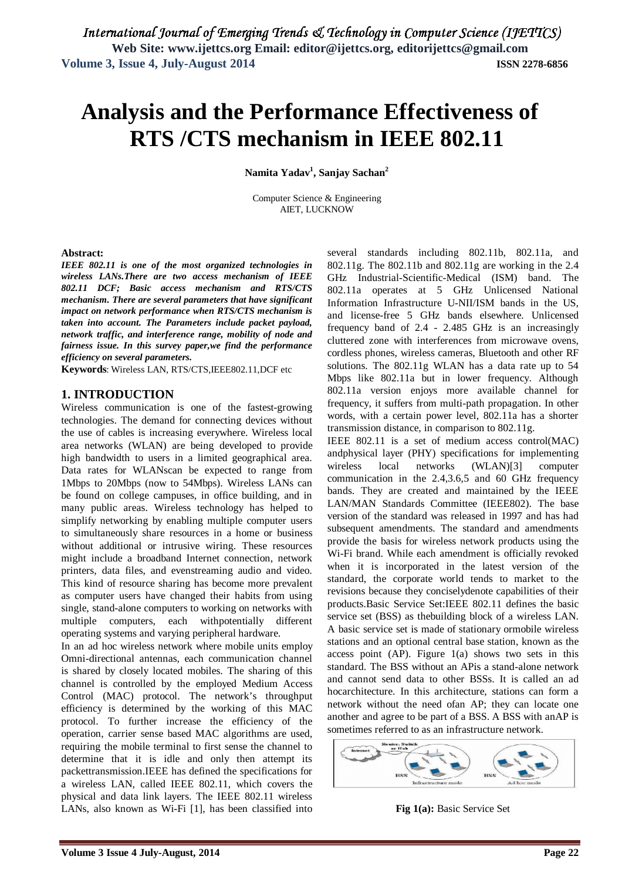# Analysis and the Performance Effectiveness of RTS /CTS mechanism in IEEE 802.11

**Namita Yadav[1], Sanjay Sachan[2]**

Computer Science & Engineering
AIET, LUCKNOW

**Abstract:**

***IEEE 802.11 is one of the most organized technologies in wireless LANs.There are two access mechanism of IEEE 802.11 DCF; Basic access mechanism and RTS/CTS mechanism. There are several parameters that have significant impact on network performance when RTS/CTS mechanism is taken into account. The Parameters include packet payload, network traffic, and interference range, mobility of node and fairness issue. In this survey paper,we find the performance efficiency on several parameters.***

**Keywords**: Wireless LAN, RTS/CTS,IEEE802.11,DCF etc

## 1. INTRODUCTION

Wireless communication is one of the fastest-growing technologies. The demand for connecting devices without the use of cables is increasing everywhere. Wireless local area networks (WLAN) are being developed to provide high bandwidth to users in a limited geographical area. Data rates for WLANscan be expected to range from 1Mbps to 20Mbps (now to 54Mbps). Wireless LANs can be found on college campuses, in office building, and in many public areas. Wireless technology has helped to simplify networking by enabling multiple computer users to simultaneously share resources in a home or business without additional or intrusive wiring. These resources might include a broadband Internet connection, network printers, data files, and evenstreaming audio and video. This kind of resource sharing has become more prevalent as computer users have changed their habits from using single, stand-alone computers to working on networks with multiple computers, each withpotentially different operating systems and varying peripheral hardware.

In an ad hoc wireless network where mobile units employ Omni-directional antennas, each communication channel is shared by closely located mobiles. The sharing of this channel is controlled by the employed Medium Access Control (MAC) protocol. The network's throughput efficiency is determined by the working of this MAC protocol. To further increase the efficiency of the operation, carrier sense based MAC algorithms are used, requiring the mobile terminal to first sense the channel to determine that it is idle and only then attempt its packettransmission.IEEE has defined the specifications for a wireless LAN, called IEEE 802.11, which covers the physical and data link layers. The IEEE 802.11 wireless LANs, also known as Wi-Fi [1], has been classified into several standards including 802.11b, 802.11a, and 802.11g. The 802.11b and 802.11g are working in the 2.4 GHz Industrial-Scientific-Medical (ISM) band. The 802.11a operates at 5 GHz Unlicensed National Information Infrastructure U-NII/ISM bands in the US, and license-free 5 GHz bands elsewhere. Unlicensed frequency band of 2.4 - 2.485 GHz is an increasingly cluttered zone with interferences from microwave ovens, cordless phones, wireless cameras, Bluetooth and other RF solutions. The 802.11g WLAN has a data rate up to 54 Mbps like 802.11a but in lower frequency. Although 802.11a version enjoys more available channel for frequency, it suffers from multi-path propagation. In other words, with a certain power level, 802.11a has a shorter transmission distance, in comparison to 802.11g.

IEEE 802.11 is a set of medium access control(MAC) andphysical layer (PHY) specifications for implementing wireless local networks (WLAN)[3] computer communication in the 2.4,3.6,5 and 60 GHz frequency bands. They are created and maintained by the IEEE LAN/MAN Standards Committee (IEEE802). The base version of the standard was released in 1997 and has had subsequent amendments. The standard and amendments provide the basis for wireless network products using the Wi-Fi brand. While each amendment is officially revoked when it is incorporated in the latest version of the standard, the corporate world tends to market to the revisions because they conciselydenote capabilities of their products.Basic Service Set:IEEE 802.11 defines the basic service set (BSS) as thebuilding block of a wireless LAN. A basic service set is made of stationary ormobile wireless stations and an optional central base station, known as the access point (AP). Figure 1(a) shows two sets in this standard. The BSS without an APis a stand-alone network and cannot send data to other BSSs. It is called an ad hocarchitecture. In this architecture, stations can form a network without the need ofan AP; they can locate one another and agree to be part of a BSS. A BSS with anAP is sometimes referred to as an infrastructure network.

**Fig 1(a):** Basic Service Set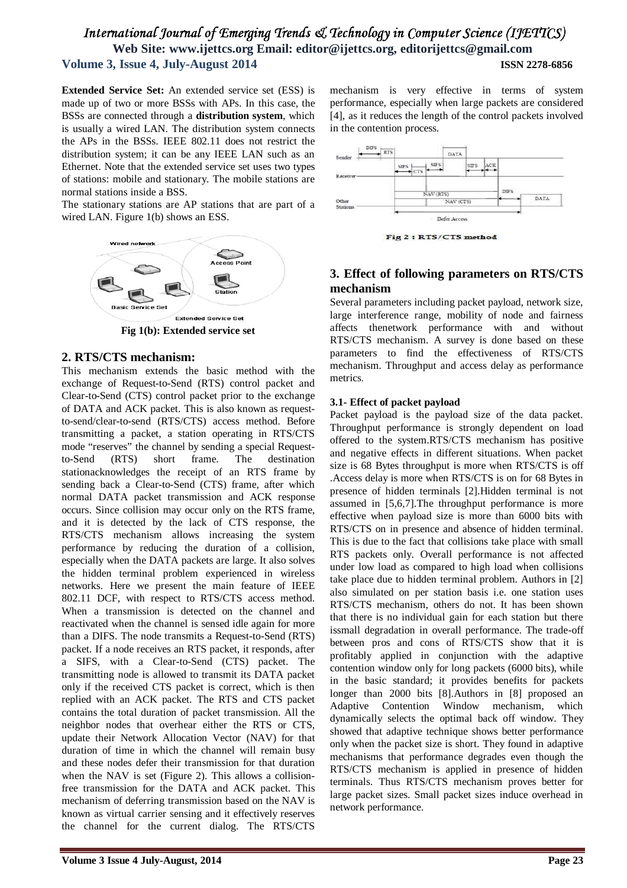**Extended Service Set:** An extended service set (ESS) is made up of two or more BSSs with APs. In this case, the BSSs are connected through a **distribution system**, which is usually a wired LAN. The distribution system connects the APs in the BSSs. IEEE 802.11 does not restrict the distribution system; it can be any IEEE LAN such as an Ethernet. Note that the extended service set uses two types of stations: mobile and stationary. The mobile stations are normal stations inside a BSS.
The stationary stations are AP stations that are part of a wired LAN. Figure 1(b) shows an ESS.

**Fig 1(b): Extended service set**

## 2. RTS/CTS mechanism:

This mechanism extends the basic method with the exchange of Request-to-Send (RTS) control packet and Clear-to-Send (CTS) control packet prior to the exchange of DATA and ACK packet. This is also known as request-to-send/clear-to-send (RTS/CTS) access method. Before transmitting a packet, a station operating in RTS/CTS mode "reserves" the channel by sending a special Request-to-Send (RTS) short frame. The destination stationacknowledges the receipt of an RTS frame by sending back a Clear-to-Send (CTS) frame, after which normal DATA packet transmission and ACK response occurs. Since collision may occur only on the RTS frame, and it is detected by the lack of CTS response, the RTS/CTS mechanism allows increasing the system performance by reducing the duration of a collision, especially when the DATA packets are large. It also solves the hidden terminal problem experienced in wireless networks. Here we present the main feature of IEEE 802.11 DCF, with respect to RTS/CTS access method. When a transmission is detected on the channel and reactivated when the channel is sensed idle again for more than a DIFS. The node transmits a Request-to-Send (RTS) packet. If a node receives an RTS packet, it responds, after a SIFS, with a Clear-to-Send (CTS) packet. The transmitting node is allowed to transmit its DATA packet only if the received CTS packet is correct, which is then replied with an ACK packet. The RTS and CTS packet contains the total duration of packet transmission. All the neighbor nodes that overhear either the RTS or CTS, update their Network Allocation Vector (NAV) for that duration of time in which the channel will remain busy and these nodes defer their transmission for that duration when the NAV is set (Figure 2). This allows a collision-free transmission for the DATA and ACK packet. This mechanism of deferring transmission based on the NAV is known as virtual carrier sensing and it effectively reserves the channel for the current dialog. The RTS/CTS mechanism is very effective in terms of system performance, especially when large packets are considered [4], as it reduces the length of the control packets involved in the contention process.

**Fig 2 : RTS/CTS method**

## 3. Effect of following parameters on RTS/CTS mechanism

Several parameters including packet payload, network size, large interference range, mobility of node and fairness affects thenetwork performance with and without RTS/CTS mechanism. A survey is done based on these parameters to find the effectiveness of RTS/CTS mechanism. Throughput and access delay as performance metrics.

### 3.1- Effect of packet payload

Packet payload is the payload size of the data packet. Throughput performance is strongly dependent on load offered to the system.RTS/CTS mechanism has positive and negative effects in different situations. When packet size is 68 Bytes throughput is more when RTS/CTS is off .Access delay is more when RTS/CTS is on for 68 Bytes in presence of hidden terminals [2].Hidden terminal is not assumed in [5,6,7].The throughput performance is more effective when payload size is more than 6000 bits with RTS/CTS on in presence and absence of hidden terminal. This is due to the fact that collisions take place with small RTS packets only. Overall performance is not affected under low load as compared to high load when collisions take place due to hidden terminal problem. Authors in [2] also simulated on per station basis i.e. one station uses RTS/CTS mechanism, others do not. It has been shown that there is no individual gain for each station but there issmall degradation in overall performance. The trade-off between pros and cons of RTS/CTS show that it is profitably applied in conjunction with the adaptive contention window only for long packets (6000 bits), while in the basic standard; it provides benefits for packets longer than 2000 bits [8].Authors in [8] proposed an Adaptive Contention Window mechanism, which dynamically selects the optimal back off window. They showed that adaptive technique shows better performance only when the packet size is short. They found in adaptive mechanisms that performance degrades even though the RTS/CTS mechanism is applied in presence of hidden terminals. Thus RTS/CTS mechanism proves better for large packet sizes. Small packet sizes induce overhead in network performance.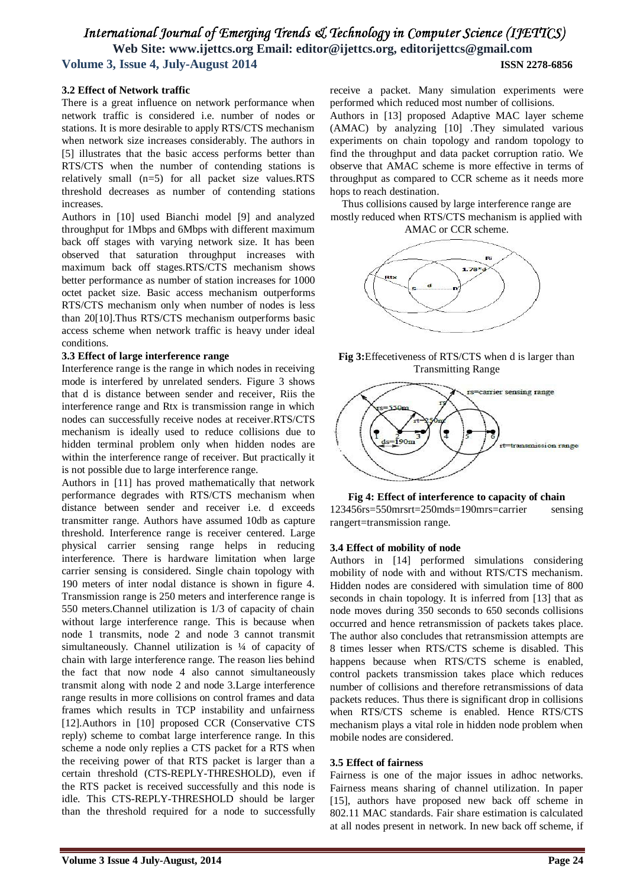### 3.2 Effect of Network traffic

There is a great influence on network performance when network traffic is considered i.e. number of nodes or stations. It is more desirable to apply RTS/CTS mechanism when network size increases considerably. The authors in [5] illustrates that the basic access performs better than RTS/CTS when the number of contending stations is relatively small (n=5) for all packet size values.RTS threshold decreases as number of contending stations increases.

Authors in [10] used Bianchi model [9] and analyzed throughput for 1Mbps and 6Mbps with different maximum back off stages with varying network size. It has been observed that saturation throughput increases with maximum back off stages.RTS/CTS mechanism shows better performance as number of station increases for 1000 octet packet size. Basic access mechanism outperforms RTS/CTS mechanism only when number of nodes is less than 20[10].Thus RTS/CTS mechanism outperforms basic access scheme when network traffic is heavy under ideal conditions.

### 3.3 Effect of large interference range

Interference range is the range in which nodes in receiving mode is interfered by unrelated senders. Figure 3 shows that d is distance between sender and receiver, Riis the interference range and Rtx is transmission range in which nodes can successfully receive nodes at receiver.RTS/CTS mechanism is ideally used to reduce collisions due to hidden terminal problem only when hidden nodes are within the interference range of receiver. But practically it is not possible due to large interference range.

Authors in [11] has proved mathematically that network performance degrades with RTS/CTS mechanism when distance between sender and receiver i.e. d exceeds transmitter range. Authors have assumed 10db as capture threshold. Interference range is receiver centered. Large physical carrier sensing range helps in reducing interference. There is hardware limitation when large carrier sensing is considered. Single chain topology with 190 meters of inter nodal distance is shown in figure 4. Transmission range is 250 meters and interference range is 550 meters.Channel utilization is 1/3 of capacity of chain without large interference range. This is because when node 1 transmits, node 2 and node 3 cannot transmit simultaneously. Channel utilization is ¼ of capacity of chain with large interference range. The reason lies behind the fact that now node 4 also cannot simultaneously transmit along with node 2 and node 3.Large interference range results in more collisions on control frames and data frames which results in TCP instability and unfairness [12].Authors in [10] proposed CCR (Conservative CTS reply) scheme to combat large interference range. In this scheme a node only replies a CTS packet for a RTS when the receiving power of that RTS packet is larger than a certain threshold (CTS-REPLY-THRESHOLD), even if the RTS packet is received successfully and this node is idle. This CTS-REPLY-THRESHOLD should be larger than the threshold required for a node to successfully receive a packet. Many simulation experiments were performed which reduced most number of collisions.

Authors in [13] proposed Adaptive MAC layer scheme (AMAC) by analyzing [10] .They simulated various experiments on chain topology and random topology to find the throughput and data packet corruption ratio. We observe that AMAC scheme is more effective in terms of throughput as compared to CCR scheme as it needs more hops to reach destination.

Thus collisions caused by large interference range are mostly reduced when RTS/CTS mechanism is applied with AMAC or CCR scheme.

**Fig 3:**Effecetiveness of RTS/CTS when d is larger than Transmitting Range

**Fig 4: Effect of interference to capacity of chain**
123456rs=550mrsrt=250mds=190mrs=carrier sensing rangert=transmission range.

### 3.4 Effect of mobility of node

Authors in [14] performed simulations considering mobility of node with and without RTS/CTS mechanism. Hidden nodes are considered with simulation time of 800 seconds in chain topology. It is inferred from [13] that as node moves during 350 seconds to 650 seconds collisions occurred and hence retransmission of packets takes place. The author also concludes that retransmission attempts are 8 times lesser when RTS/CTS scheme is disabled. This happens because when RTS/CTS scheme is enabled, control packets transmission takes place which reduces number of collisions and therefore retransmissions of data packets reduces. Thus there is significant drop in collisions when RTS/CTS scheme is enabled. Hence RTS/CTS mechanism plays a vital role in hidden node problem when mobile nodes are considered.

### 3.5 Effect of fairness

Fairness is one of the major issues in adhoc networks. Fairness means sharing of channel utilization. In paper [15], authors have proposed new back off scheme in 802.11 MAC standards. Fair share estimation is calculated at all nodes present in network. In new back off scheme, if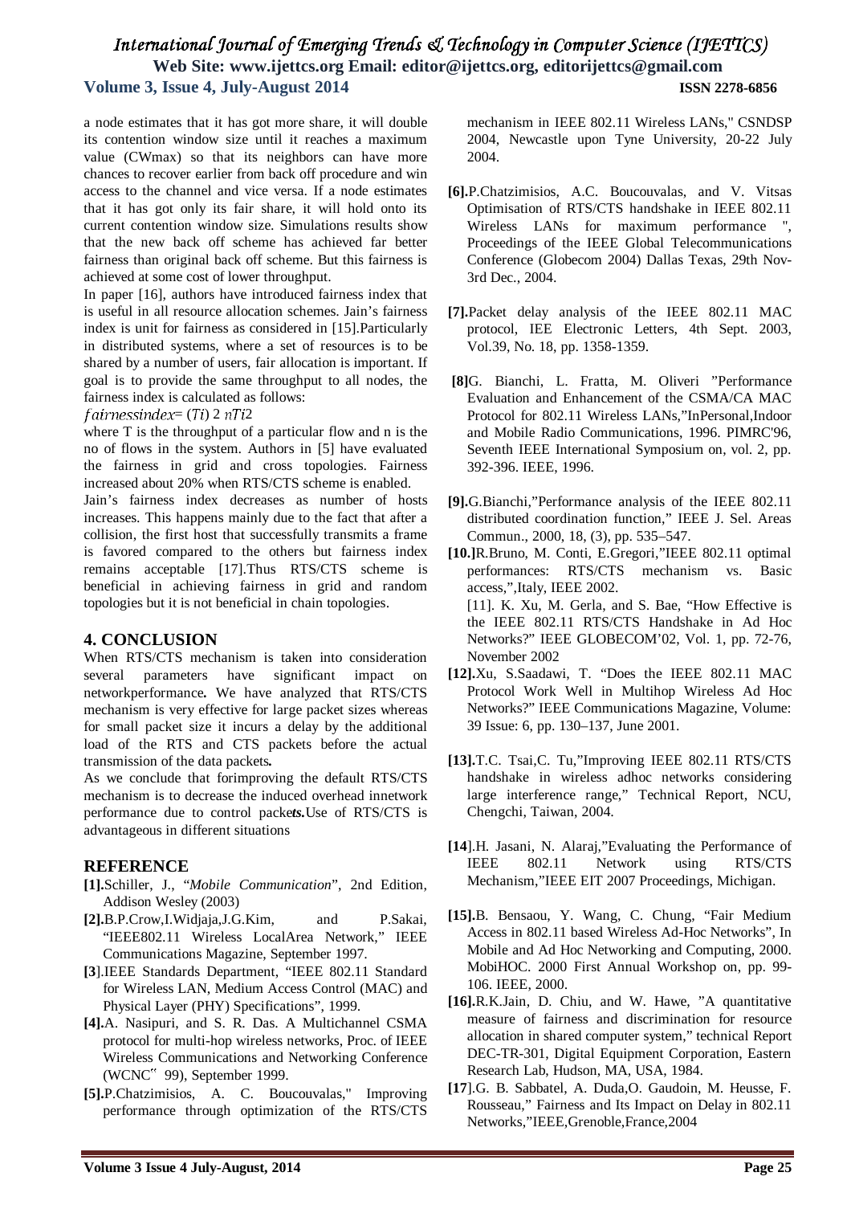a node estimates that it has got more share, it will double its contention window size until it reaches a maximum value (CWmax) so that its neighbors can have more chances to recover earlier from back off procedure and win access to the channel and vice versa. If a node estimates that it has got only its fair share, it will hold onto its current contention window size. Simulations results show that the new back off scheme has achieved far better fairness than original back off scheme. But this fairness is achieved at some cost of lower throughput.

In paper [16], authors have introduced fairness index that is useful in all resource allocation schemes. Jain's fairness index is unit for fairness as considered in [15].Particularly in distributed systems, where a set of resources is to be shared by a number of users, fair allocation is important. If goal is to provide the same throughput to all nodes, the fairness index is calculated as follows:

$fairnessindex = (Ti)\ 2\ nTi2$

where T is the throughput of a particular flow and n is the no of flows in the system. Authors in [5] have evaluated the fairness in grid and cross topologies. Fairness increased about 20% when RTS/CTS scheme is enabled.

Jain's fairness index decreases as number of hosts increases. This happens mainly due to the fact that after a collision, the first host that successfully transmits a frame is favored compared to the others but fairness index remains acceptable [17].Thus RTS/CTS scheme is beneficial in achieving fairness in grid and random topologies but it is not beneficial in chain topologies.

## 4. CONCLUSION

When RTS/CTS mechanism is taken into consideration several parameters have significant impact on networkperformance**.** We have analyzed that RTS/CTS mechanism is very effective for large packet sizes whereas for small packet size it incurs a delay by the additional load of the RTS and CTS packets before the actual transmission of the data packets**.**

As we conclude that forimproving the default RTS/CTS mechanism is to decrease the induced overhead innetwork performance due to control packe***ts.***Use of RTS/CTS is advantageous in different situations

## REFERENCE

**[1].**Schiller, J., "*Mobile Communication*", 2nd Edition, Addison Wesley (2003)

**[2].**B.P.Crow,I.Widjaja,J.G.Kim, and P.Sakai, "IEEE802.11 Wireless LocalArea Network," IEEE Communications Magazine, September 1997.

**[3**].IEEE Standards Department, "IEEE 802.11 Standard for Wireless LAN, Medium Access Control (MAC) and Physical Layer (PHY) Specifications", 1999.

**[4].**A. Nasipuri, and S. R. Das. A Multichannel CSMA protocol for multi-hop wireless networks, Proc. of IEEE Wireless Communications and Networking Conference (WCNC" 99), September 1999.

**[5].**P.Chatzimisios, A. C. Boucouvalas," Improving performance through optimization of the RTS/CTS mechanism in IEEE 802.11 Wireless LANs," CSNDSP 2004, Newcastle upon Tyne University, 20-22 July 2004.

**[6].**P.Chatzimisios, A.C. Boucouvalas, and V. Vitsas Optimisation of RTS/CTS handshake in IEEE 802.11 Wireless LANs for maximum performance ", Proceedings of the IEEE Global Telecommunications Conference (Globecom 2004) Dallas Texas, 29th Nov-3rd Dec., 2004.

**[7].**Packet delay analysis of the IEEE 802.11 MAC protocol, IEE Electronic Letters, 4th Sept. 2003, Vol.39, No. 18, pp. 1358-1359.

**[8]**G. Bianchi, L. Fratta, M. Oliveri "Performance Evaluation and Enhancement of the CSMA/CA MAC Protocol for 802.11 Wireless LANs,"InPersonal,Indoor and Mobile Radio Communications, 1996. PIMRC'96, Seventh IEEE International Symposium on, vol. 2, pp. 392-396. IEEE, 1996.

**[9].**G.Bianchi,"Performance analysis of the IEEE 802.11 distributed coordination function," IEEE J. Sel. Areas Commun., 2000, 18, (3), pp. 535–547.

**[10.]**R.Bruno, M. Conti, E.Gregori,"IEEE 802.11 optimal performances: RTS/CTS mechanism vs. Basic access,",Italy, IEEE 2002.

[11]. K. Xu, M. Gerla, and S. Bae, "How Effective is the IEEE 802.11 RTS/CTS Handshake in Ad Hoc Networks?" IEEE GLOBECOM'02, Vol. 1, pp. 72-76, November 2002

**[12].**Xu, S.Saadawi, T. "Does the IEEE 802.11 MAC Protocol Work Well in Multihop Wireless Ad Hoc Networks?" IEEE Communications Magazine, Volume: 39 Issue: 6, pp. 130–137, June 2001.

**[13].**T.C. Tsai,C. Tu,"Improving IEEE 802.11 RTS/CTS handshake in wireless adhoc networks considering large interference range," Technical Report, NCU, Chengchi, Taiwan, 2004.

**[14**].H. Jasani, N. Alaraj,"Evaluating the Performance of IEEE 802.11 Network using RTS/CTS Mechanism,"IEEE EIT 2007 Proceedings, Michigan.

**[15].**B. Bensaou, Y. Wang, C. Chung, "Fair Medium Access in 802.11 based Wireless Ad-Hoc Networks", In Mobile and Ad Hoc Networking and Computing, 2000. MobiHOC. 2000 First Annual Workshop on, pp. 99-106. IEEE, 2000.

**[16].**R.K.Jain, D. Chiu, and W. Hawe, "A quantitative measure of fairness and discrimination for resource allocation in shared computer system," technical Report DEC-TR-301, Digital Equipment Corporation, Eastern Research Lab, Hudson, MA, USA, 1984.

**[17**].G. B. Sabbatel, A. Duda,O. Gaudoin, M. Heusse, F. Rousseau," Fairness and Its Impact on Delay in 802.11 Networks,"IEEE,Grenoble,France,2004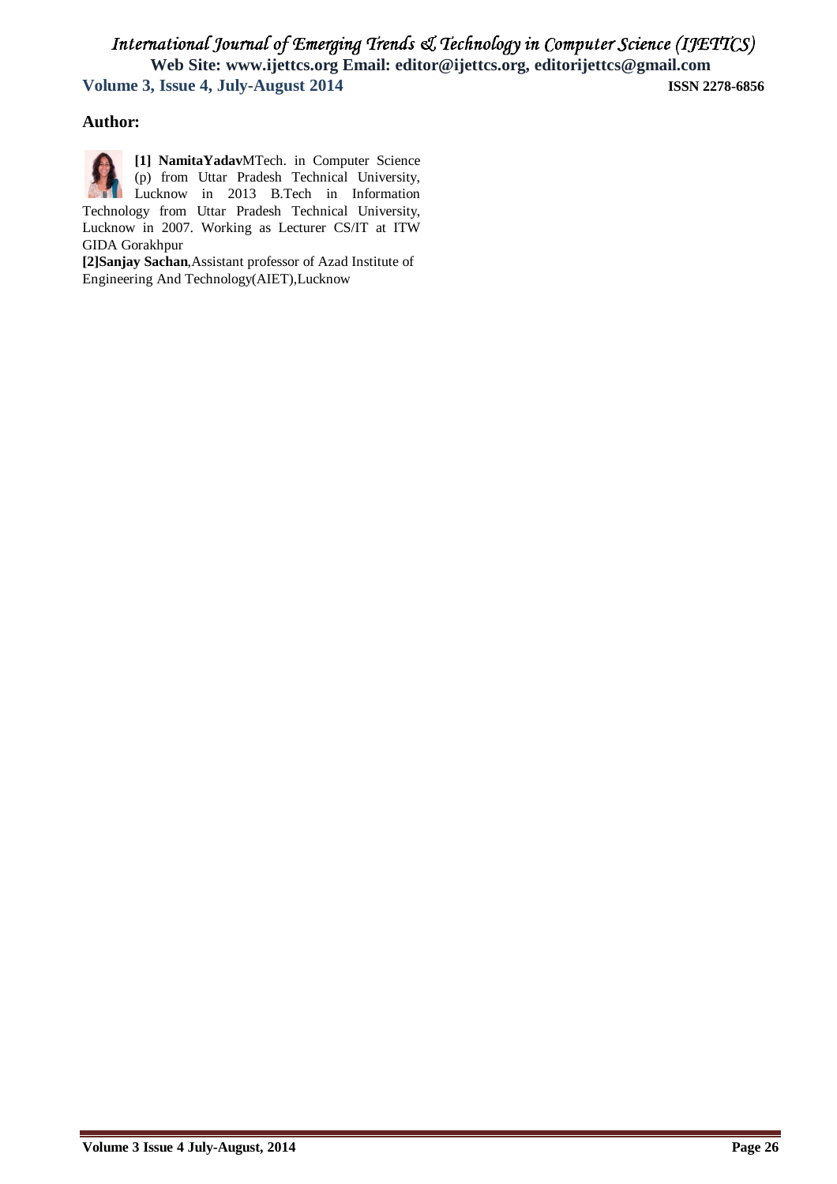## Author:

**[1] NamitaYadav**MTech. in Computer Science (p) from Uttar Pradesh Technical University, Lucknow in 2013 B.Tech in Information Technology from Uttar Pradesh Technical University, Lucknow in 2007. Working as Lecturer CS/IT at ITW GIDA Gorakhpur

**[2]Sanjay Sachan**,Assistant professor of Azad Institute of Engineering And Technology(AIET),Lucknow